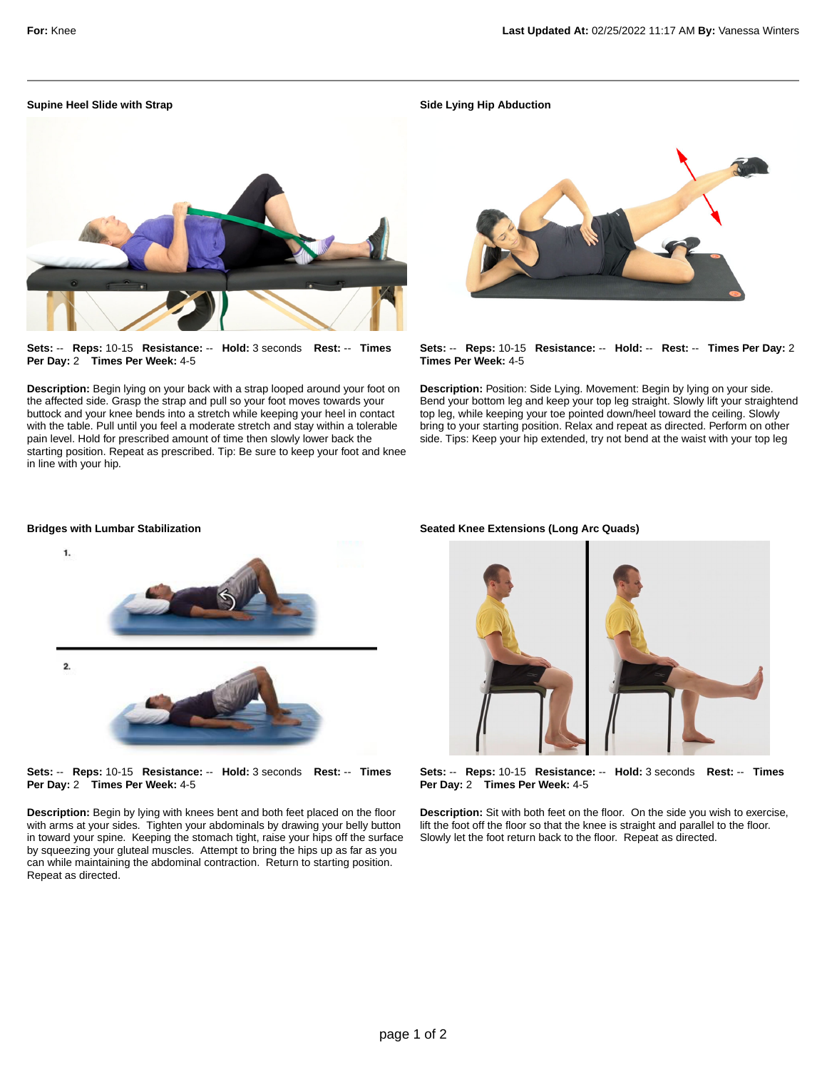**For:** Knee **Last Updated At:** 02/25/2022 11:17 AM **By:** Vanessa Winters

---

### Supine Heel Slide with Strap

**Sets:** -- **Reps:** 10-15 **Resistance:** -- **Hold:** 3 seconds **Rest:** -- **Times Per Day:** 2 **Times Per Week:** 4-5

**Description:** Begin lying on your back with a strap looped around your foot on the affected side. Grasp the strap and pull so your foot moves towards your buttock and your knee bends into a stretch while keeping your heel in contact with the table. Pull until you feel a moderate stretch and stay within a tolerable pain level. Hold for prescribed amount of time then slowly lower back the starting position. Repeat as prescribed. Tip: Be sure to keep your foot and knee in line with your hip.

### Side Lying Hip Abduction

**Sets:** -- **Reps:** 10-15 **Resistance:** -- **Hold:** -- **Rest:** -- **Times Per Day:** 2 **Times Per Week:** 4-5

**Description:** Position: Side Lying. Movement: Begin by lying on your side. Bend your bottom leg and keep your top leg straight. Slowly lift your straightend top leg, while keeping your toe pointed down/heel toward the ceiling. Slowly bring to your starting position. Relax and repeat as directed. Perform on other side. Tips: Keep your hip extended, try not bend at the waist with your top leg

### Bridges with Lumbar Stabilization

**Sets:** -- **Reps:** 10-15 **Resistance:** -- **Hold:** 3 seconds **Rest:** -- **Times Per Day:** 2 **Times Per Week:** 4-5

**Description:** Begin by lying with knees bent and both feet placed on the floor with arms at your sides. Tighten your abdominals by drawing your belly button in toward your spine. Keeping the stomach tight, raise your hips off the surface by squeezing your gluteal muscles. Attempt to bring the hips up as far as you can while maintaining the abdominal contraction. Return to starting position. Repeat as directed.

### Seated Knee Extensions (Long Arc Quads)

**Sets:** -- **Reps:** 10-15 **Resistance:** -- **Hold:** 3 seconds **Rest:** -- **Times Per Day:** 2 **Times Per Week:** 4-5

**Description:** Sit with both feet on the floor. On the side you wish to exercise, lift the foot off the floor so that the knee is straight and parallel to the floor. Slowly let the foot return back to the floor. Repeat as directed.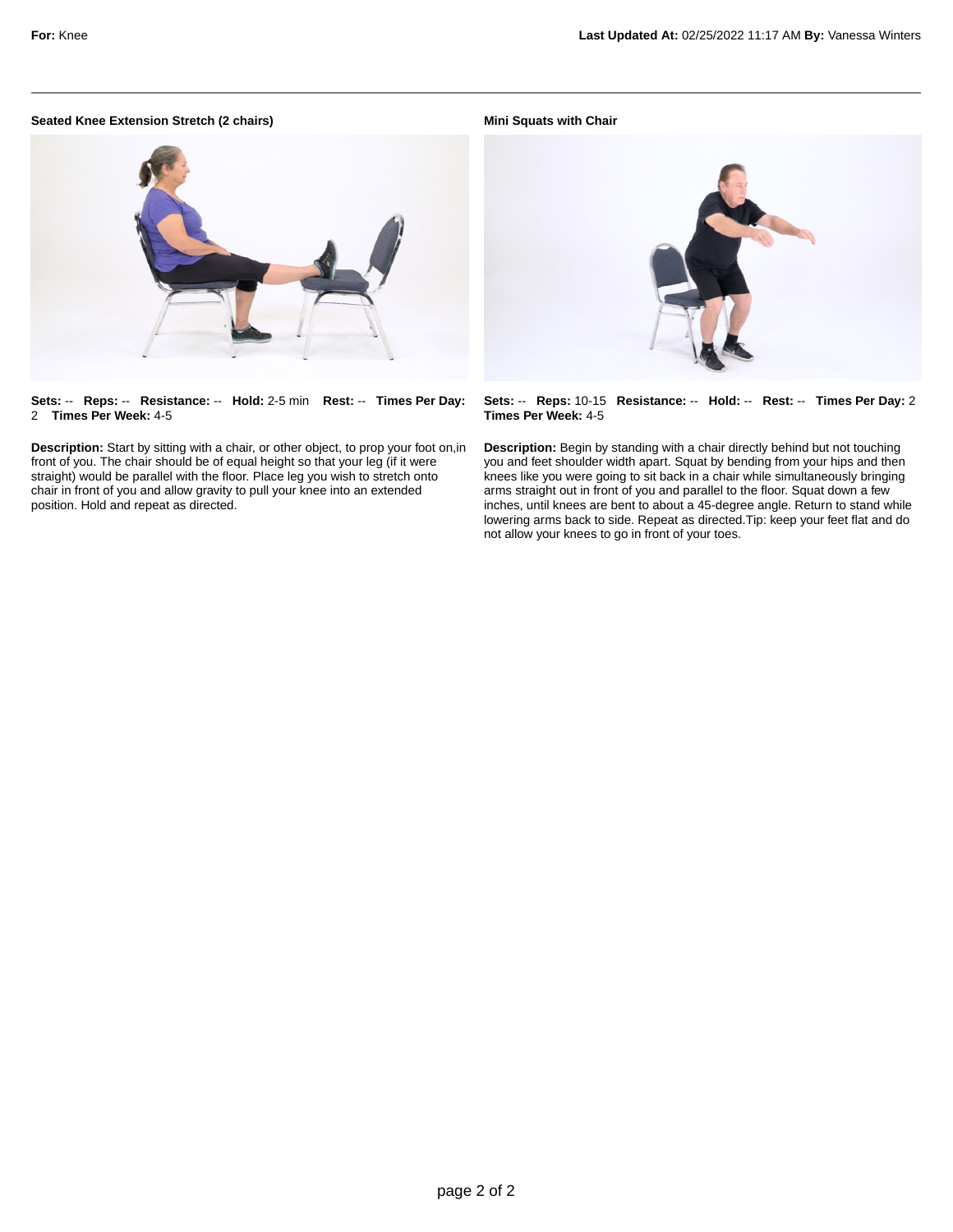**For:** Knee

**Last Updated At:** 02/25/2022 11:17 AM **By:** Vanessa Winters

### Seated Knee Extension Stretch (2 chairs)

**Sets:** -- **Reps:** -- **Resistance:** -- **Hold:** 2-5 min **Rest:** -- **Times Per Day:** 2 **Times Per Week:** 4-5

**Description:** Start by sitting with a chair, or other object, to prop your foot on,in front of you. The chair should be of equal height so that your leg (if it were straight) would be parallel with the floor. Place leg you wish to stretch onto chair in front of you and allow gravity to pull your knee into an extended position. Hold and repeat as directed.

### Mini Squats with Chair

**Sets:** -- **Reps:** 10-15 **Resistance:** -- **Hold:** -- **Rest:** -- **Times Per Day:** 2 **Times Per Week:** 4-5

**Description:** Begin by standing with a chair directly behind but not touching you and feet shoulder width apart. Squat by bending from your hips and then knees like you were going to sit back in a chair while simultaneously bringing arms straight out in front of you and parallel to the floor. Squat down a few inches, until knees are bent to about a 45-degree angle. Return to stand while lowering arms back to side. Repeat as directed.Tip: keep your feet flat and do not allow your knees to go in front of your toes.